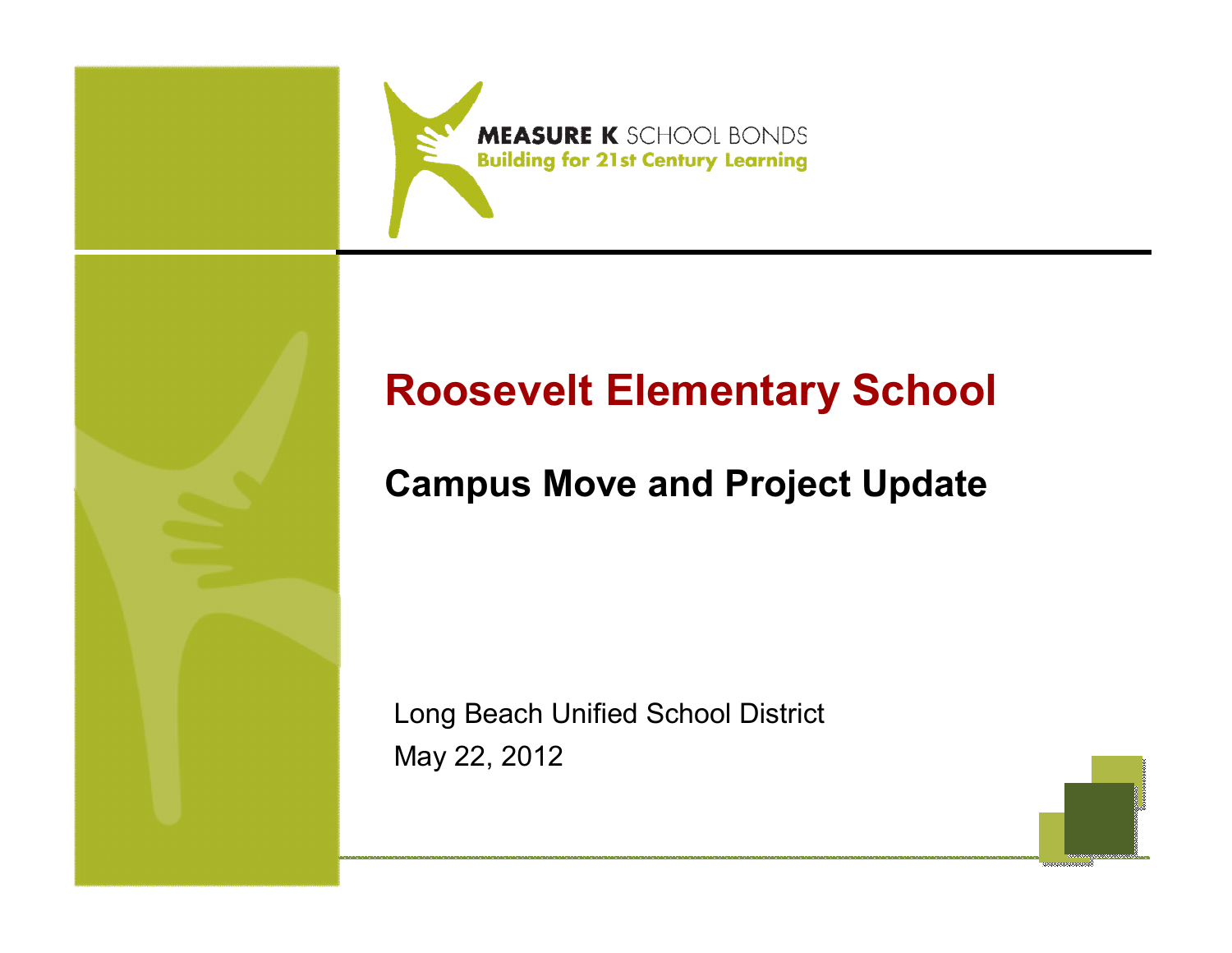MEASURE K SCHOOL BONDS
Building for 21st Century Learning

# Roosevelt Elementary School

## Campus Move and Project Update

Long Beach Unified School District

May 22, 2012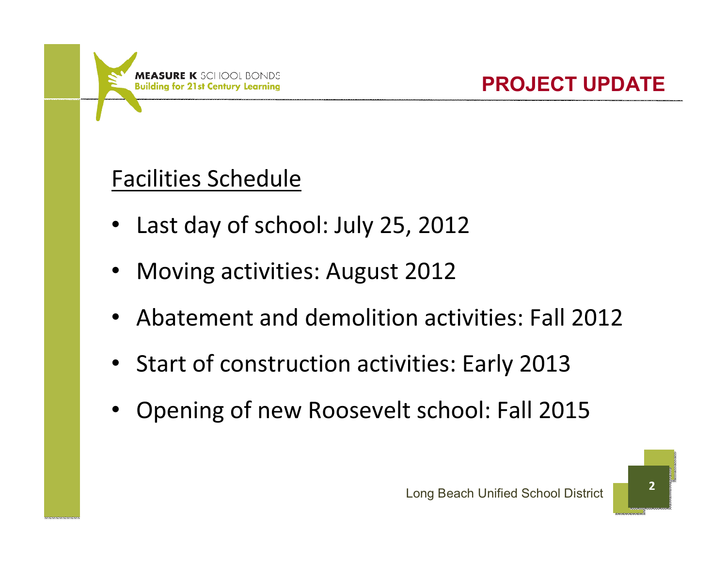MEASURE K SCHOOL BONDS
Building for 21st Century Learning

# PROJECT UPDATE

## Facilities Schedule

- Last day of school: July 25, 2012
- Moving activities: August 2012
- Abatement and demolition activities: Fall 2012
- Start of construction activities: Early 2013
- Opening of new Roosevelt school: Fall 2015

Long Beach Unified School District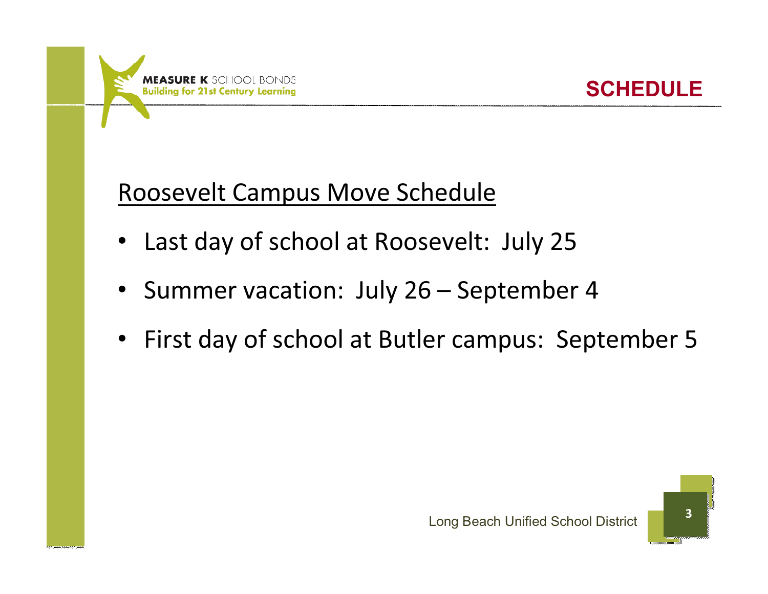MEASURE K SCHOOL BONDS
Building for 21st Century Learning

# SCHEDULE

## Roosevelt Campus Move Schedule

- Last day of school at Roosevelt: July 25
- Summer vacation: July 26 – September 4
- First day of school at Butler campus: September 5

Long Beach Unified School District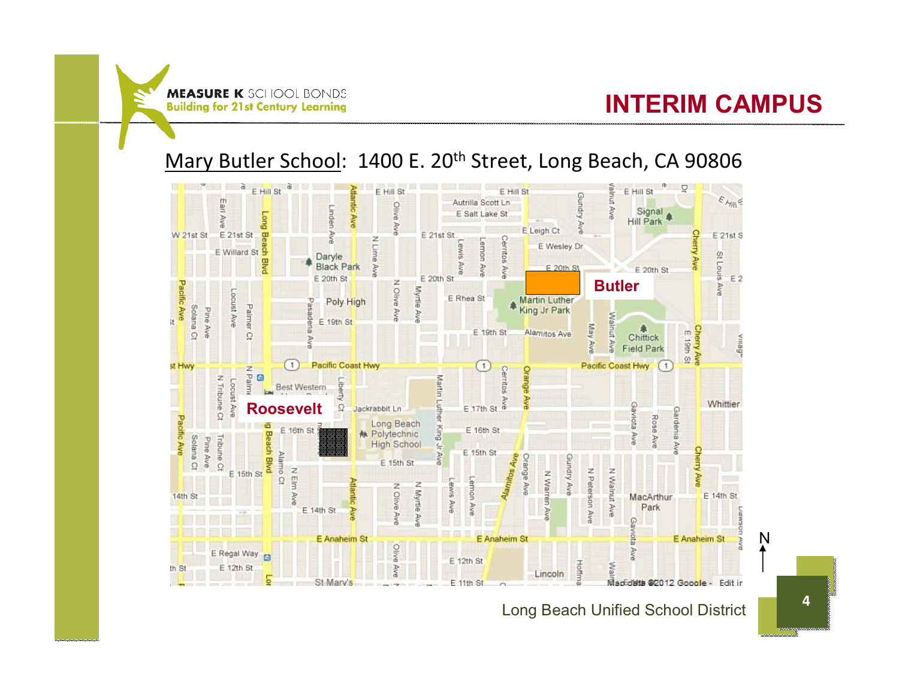## INTERIM CAMPUS

Mary Butler School: 1400 E. 20th Street, Long Beach, CA 90806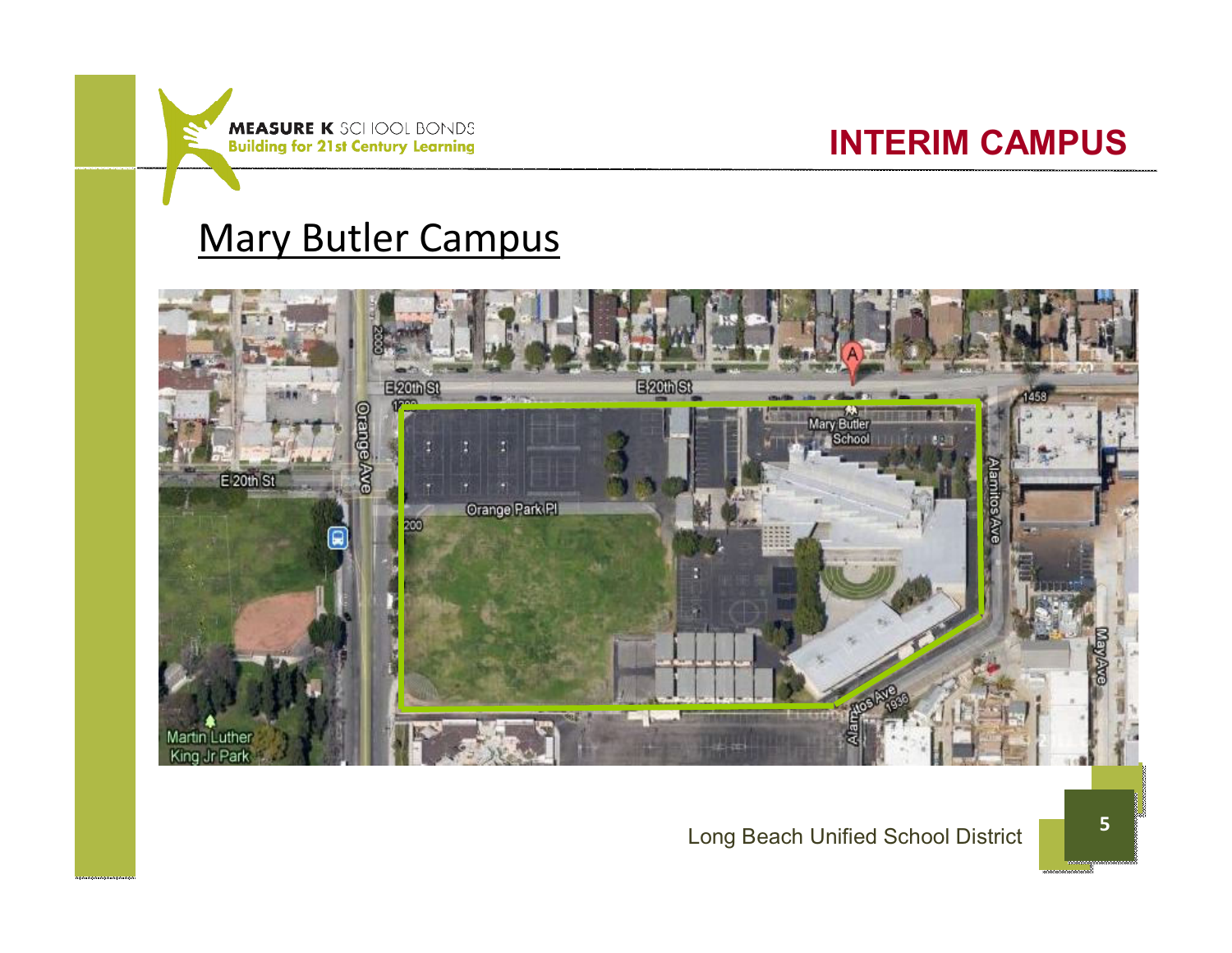MEASURE K SCHOOL BONDS
Building for 21st Century Learning

# INTERIM CAMPUS

## Mary Butler Campus

Long Beach Unified School District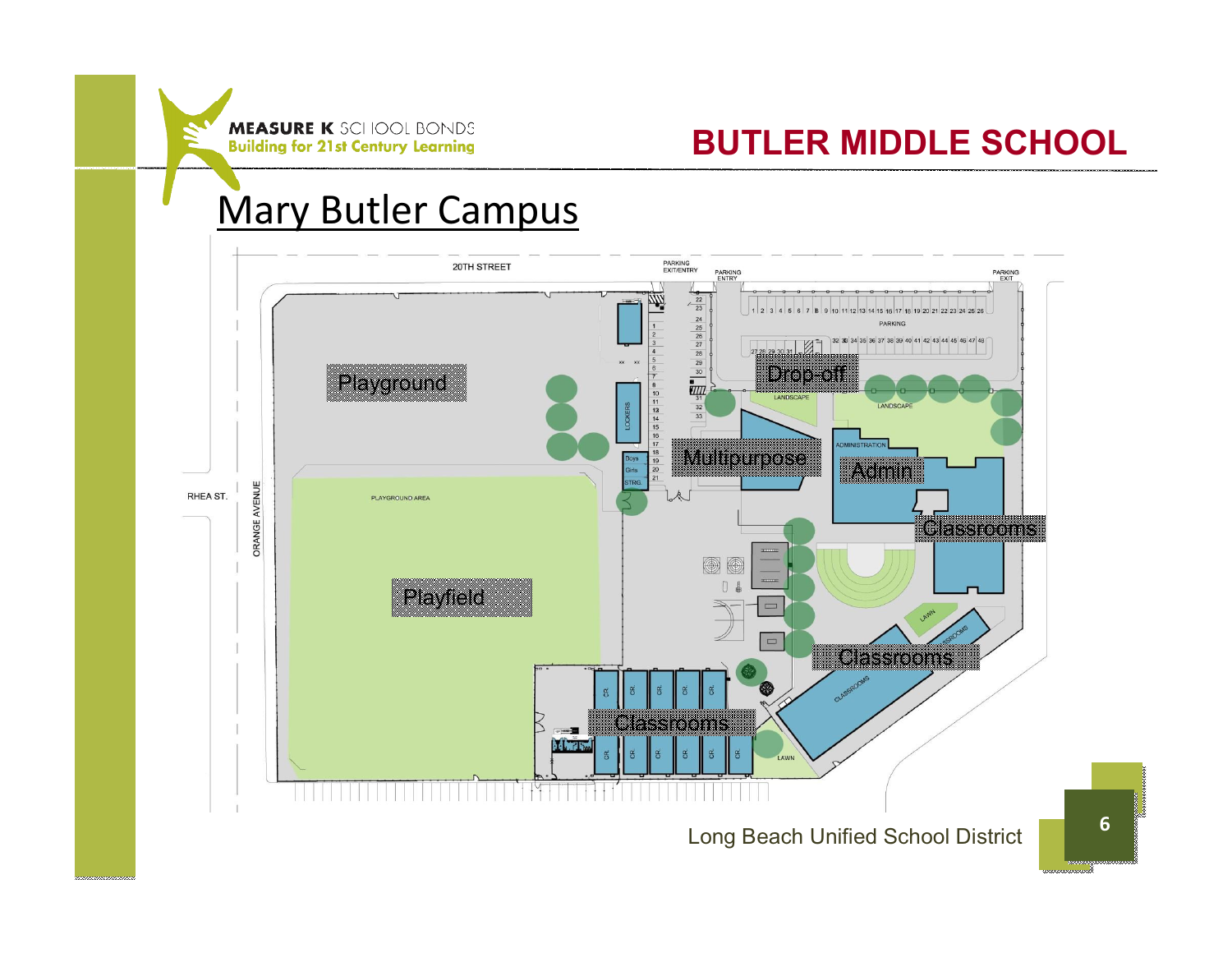MEASURE K SCHOOL BONDS
Building for 21st Century Learning

# BUTLER MIDDLE SCHOOL

## Mary Butler Campus

20TH STREET

PARKING EXIT/ENTRY

PARKING ENTRY

PARKING EXIT

PARKING

RHEA ST.

ORANGE AVENUE

Playground

Drop-off

LANDSCAPE

LANDSCAPE

LOCKERS

Boys

Girls

STRG

Multipurpose

ADMINISTRATION

Admin

PLAYGROUND AREA

Classrooms

Playfield

LAWN

CLASSROOMS

Classrooms

CLASSROOMS

CR.

Classrooms

LAWN

Long Beach Unified School District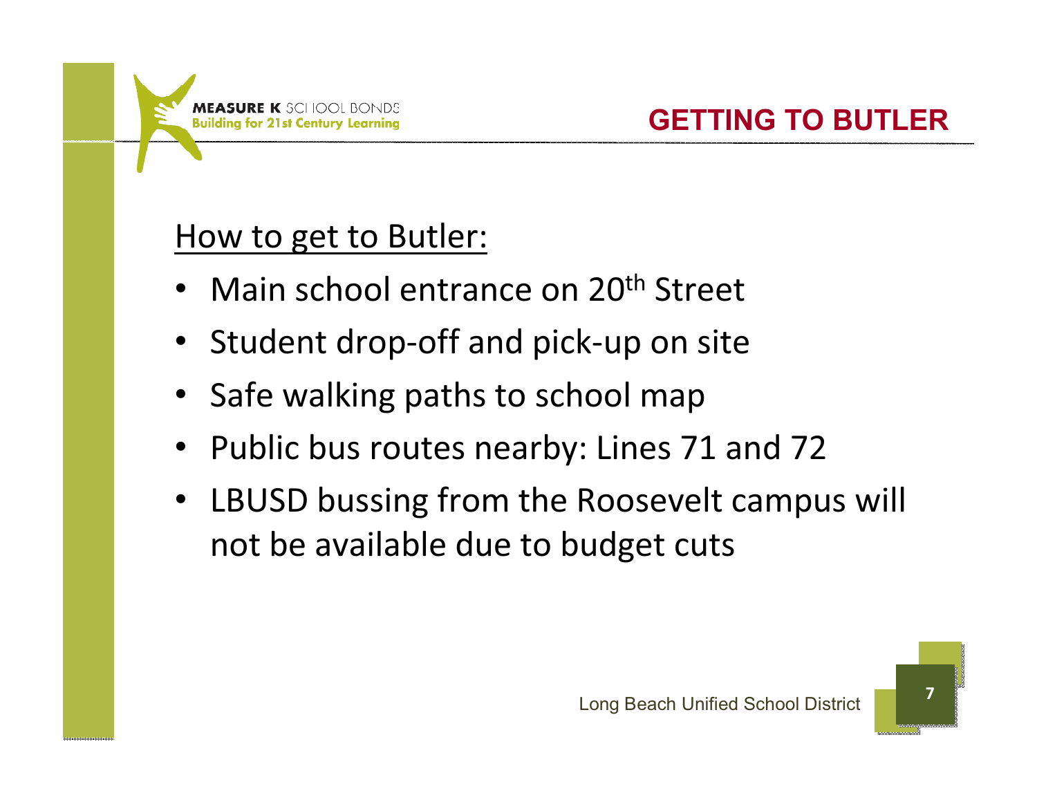## GETTING TO BUTLER

How to get to Butler:

- Main school entrance on 20th Street
- Student drop-off and pick-up on site
- Safe walking paths to school map
- Public bus routes nearby: Lines 71 and 72
- LBUSD bussing from the Roosevelt campus will not be available due to budget cuts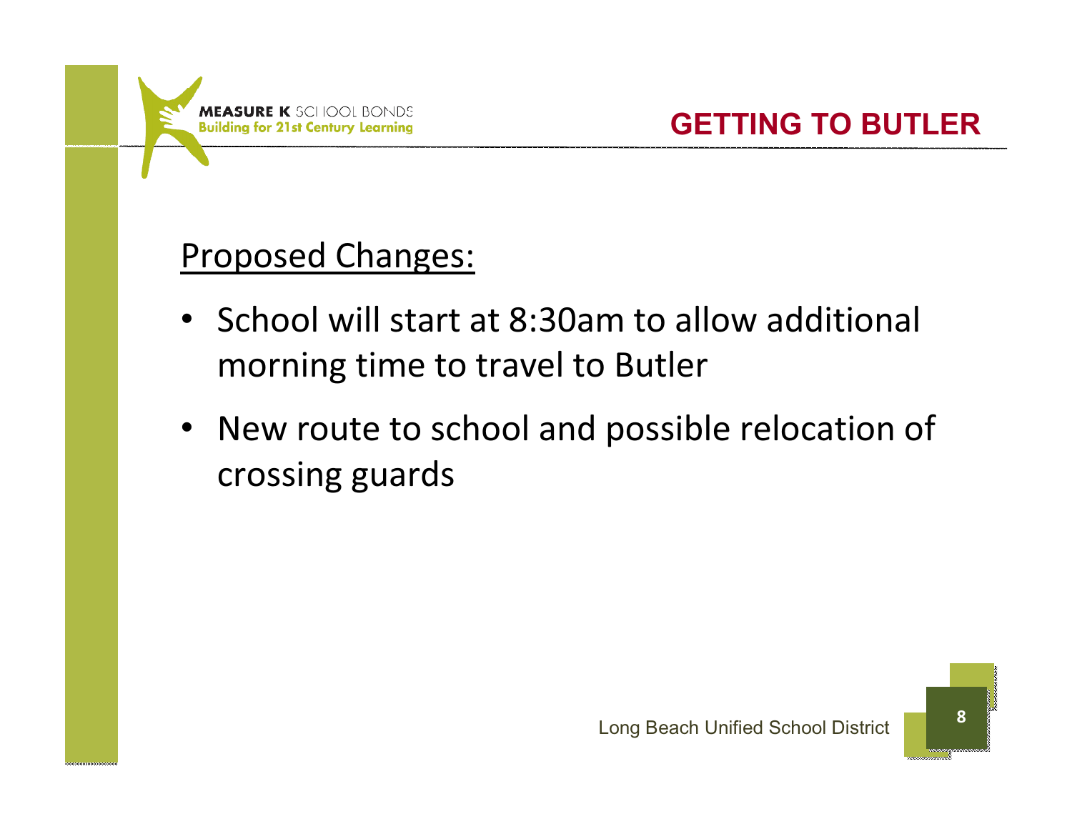# GETTING TO BUTLER

Proposed Changes:

- School will start at 8:30am to allow additional morning time to travel to Butler
- New route to school and possible relocation of crossing guards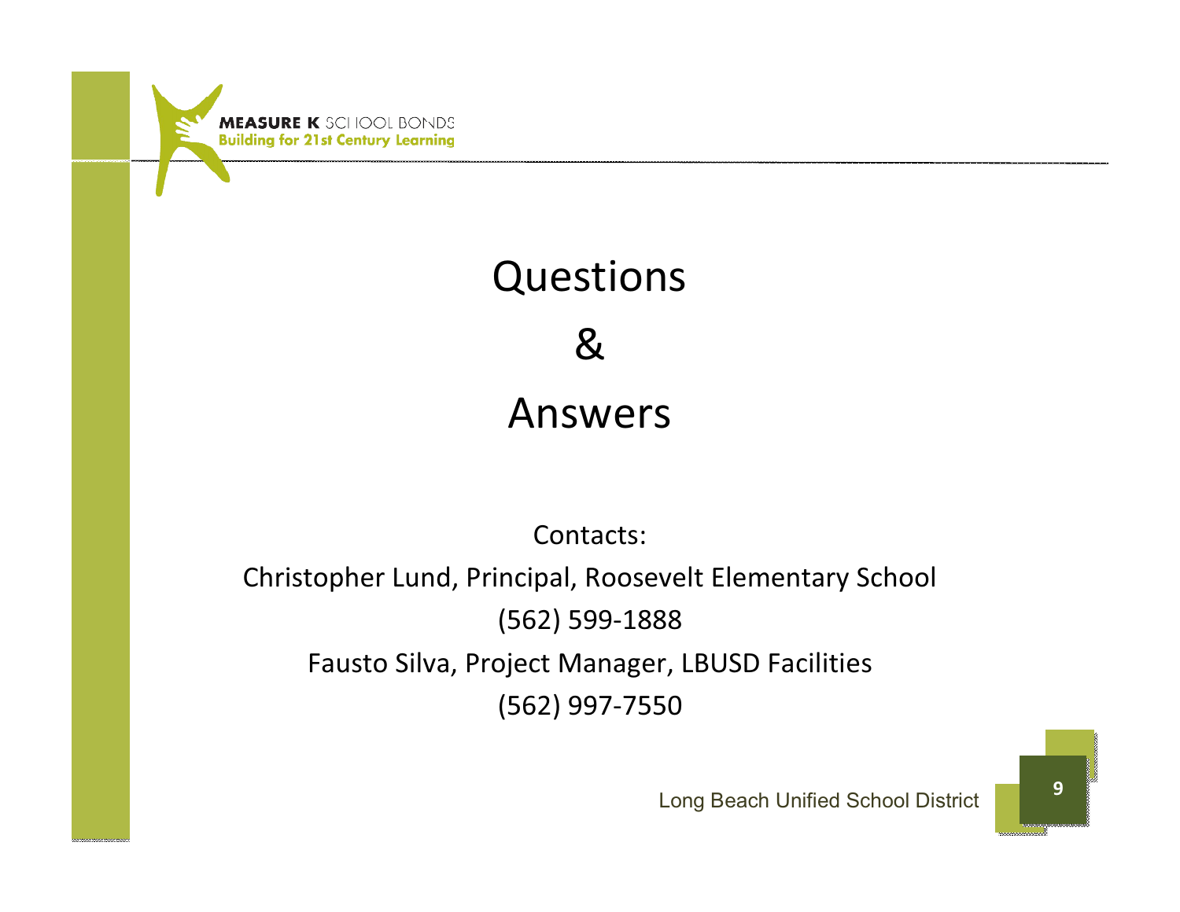# Questions

# &

# Answers

Contacts:

Christopher Lund, Principal, Roosevelt Elementary School

(562) 599-1888

Fausto Silva, Project Manager, LBUSD Facilities

(562) 997-7550